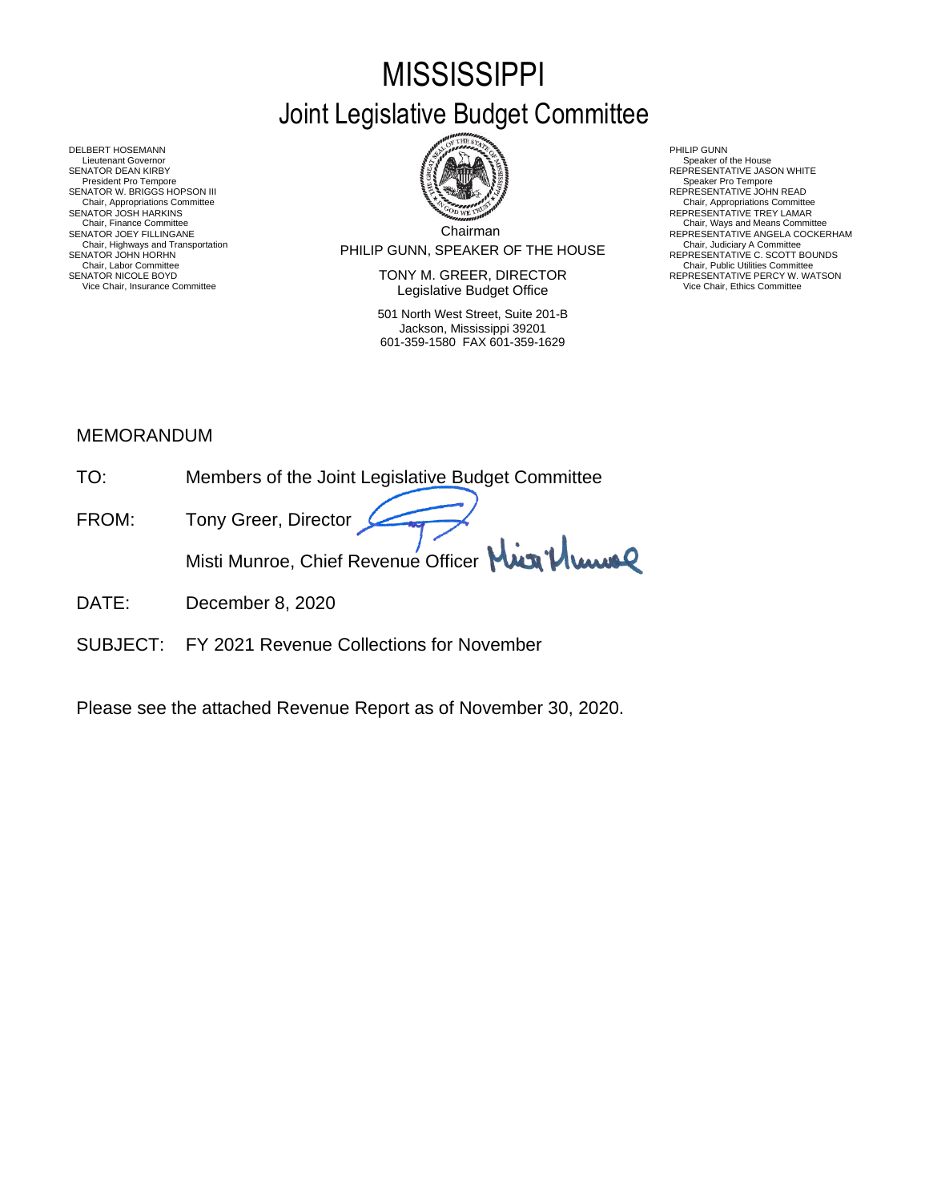# MISSISSIPPI

## Joint Legislative Budget Committee

DELBERT HOSEMANN
Lieutenant Governor
SENATOR DEAN KIRBY
President Pro Tempore
SENATOR W. BRIGGS HOPSON III
Chair, Appropriations Committee
SENATOR JOSH HARKINS
Chair, Finance Committee
SENATOR JOEY FILLINGANE
Chair, Highways and Transportation
SENATOR JOHN HORHN
Chair, Labor Committee
SENATOR NICOLE BOYD
Vice Chair, Insurance Committee

Chairman
PHILIP GUNN, SPEAKER OF THE HOUSE

TONY M. GREER, DIRECTOR
Legislative Budget Office

501 North West Street, Suite 201-B
Jackson, Mississippi 39201
601-359-1580 FAX 601-359-1629

PHILIP GUNN
Speaker of the House
REPRESENTATIVE JASON WHITE
Speaker Pro Tempore
REPRESENTATIVE JOHN READ
Chair, Appropriations Committee
REPRESENTATIVE TREY LAMAR
Chair, Ways and Means Committee
REPRESENTATIVE ANGELA COCKERHAM
Chair, Judiciary A Committee
REPRESENTATIVE C. SCOTT BOUNDS
Chair, Public Utilities Committee
REPRESENTATIVE PERCY W. WATSON
Vice Chair, Ethics Committee

MEMORANDUM

TO: Members of the Joint Legislative Budget Committee

FROM: Tony Greer, Director
Misti Munroe, Chief Revenue Officer

DATE: December 8, 2020

SUBJECT: FY 2021 Revenue Collections for November

Please see the attached Revenue Report as of November 30, 2020.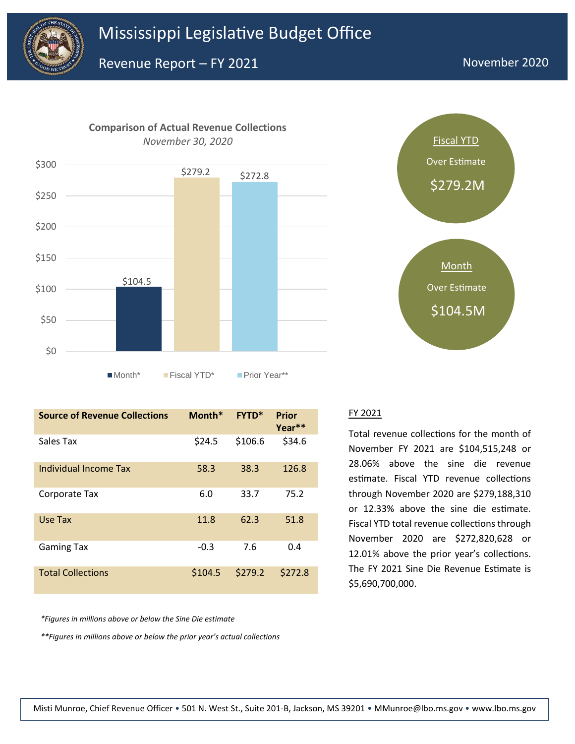# Mississippi Legislative Budget Office

## Revenue Report – FY 2021

November 2020

**Comparison of Actual Revenue Collections**
*November 30, 2020*

| | Month* | Fiscal YTD* | Prior Year** |
|---|---|---|---|
| | $104.5 | $279.2 | $272.8 |

Fiscal YTD
Over Estimate
$279.2M

Month
Over Estimate
$104.5M

| Source of Revenue Collections | Month* | FYTD* | Prior Year** |
|---|---|---|---|
| Sales Tax | $24.5 | $106.6 | $34.6 |
| Individual Income Tax | 58.3 | 38.3 | 126.8 |
| Corporate Tax | 6.0 | 33.7 | 75.2 |
| Use Tax | 11.8 | 62.3 | 51.8 |
| Gaming Tax | -0.3 | 7.6 | 0.4 |
| Total Collections | $104.5 | $279.2 | $272.8 |

*\*Figures in millions above or below the Sine Die estimate*

*\*\*Figures in millions above or below the prior year's actual collections*

FY 2021

Total revenue collections for the month of November FY 2021 are $104,515,248 or 28.06% above the sine die revenue estimate. Fiscal YTD revenue collections through November 2020 are $279,188,310 or 12.33% above the sine die estimate. Fiscal YTD total revenue collections through November 2020 are $272,820,628 or 12.01% above the prior year's collections. The FY 2021 Sine Die Revenue Estimate is $5,690,700,000.

Misti Munroe, Chief Revenue Officer • 501 N. West St., Suite 201-B, Jackson, MS 39201 • MMunroe@lbo.ms.gov • www.lbo.ms.gov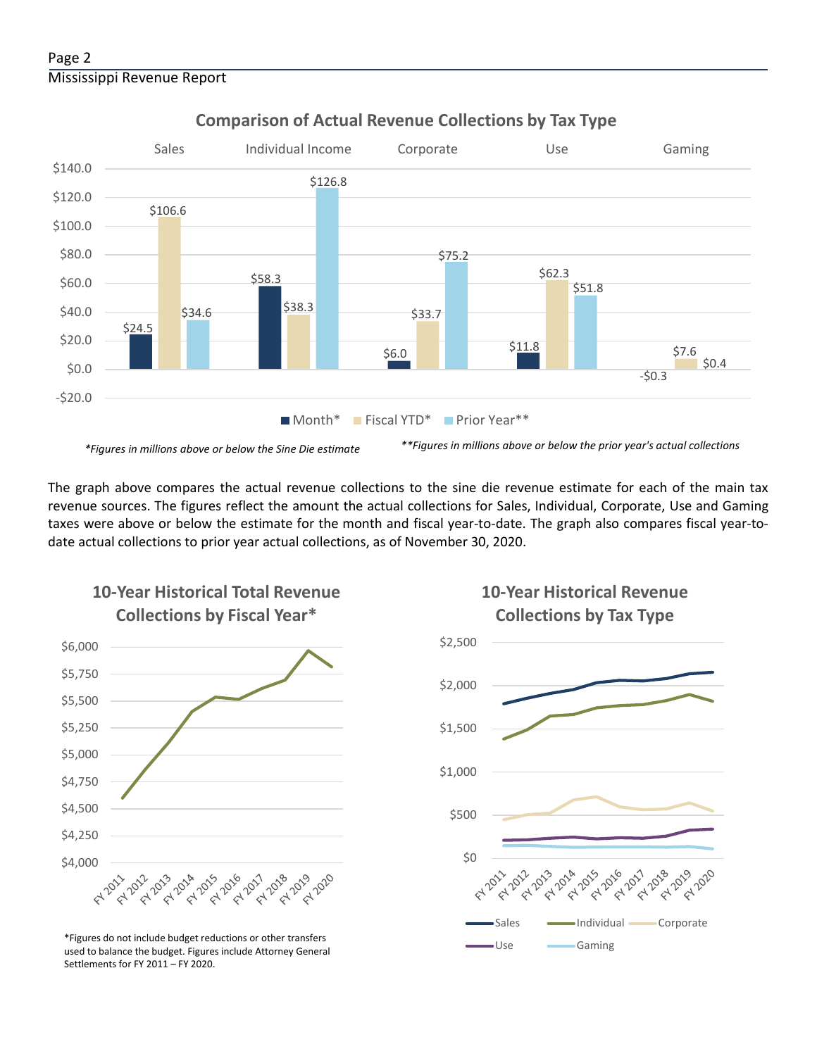## Comparison of Actual Revenue Collections by Tax Type

| | Sales | Individual Income | Corporate | Use | Gaming |
|---|---|---|---|---|---|
| Month* | $24.5 | $58.3 | $6.0 | $11.8 | -$0.3 |
| Fiscal YTD* | $106.6 | $38.3 | $33.7 | $62.3 | $7.6 |
| Prior Year** | $34.6 | $126.8 | $75.2 | $51.8 | $0.4 |

*Figures in millions above or below the Sine Die estimate

**Figures in millions above or below the prior year's actual collections

The graph above compares the actual revenue collections to the sine die revenue estimate for each of the main tax revenue sources. The figures reflect the amount the actual collections for Sales, Individual, Corporate, Use and Gaming taxes were above or below the estimate for the month and fiscal year-to-date. The graph also compares fiscal year-to-date actual collections to prior year actual collections, as of November 30, 2020.

## 10-Year Historical Total Revenue Collections by Fiscal Year*

*Figures do not include budget reductions or other transfers used to balance the budget. Figures include Attorney General Settlements for FY 2011 – FY 2020.

## 10-Year Historical Revenue Collections by Tax Type

Sales, Individual, Corporate, Use, Gaming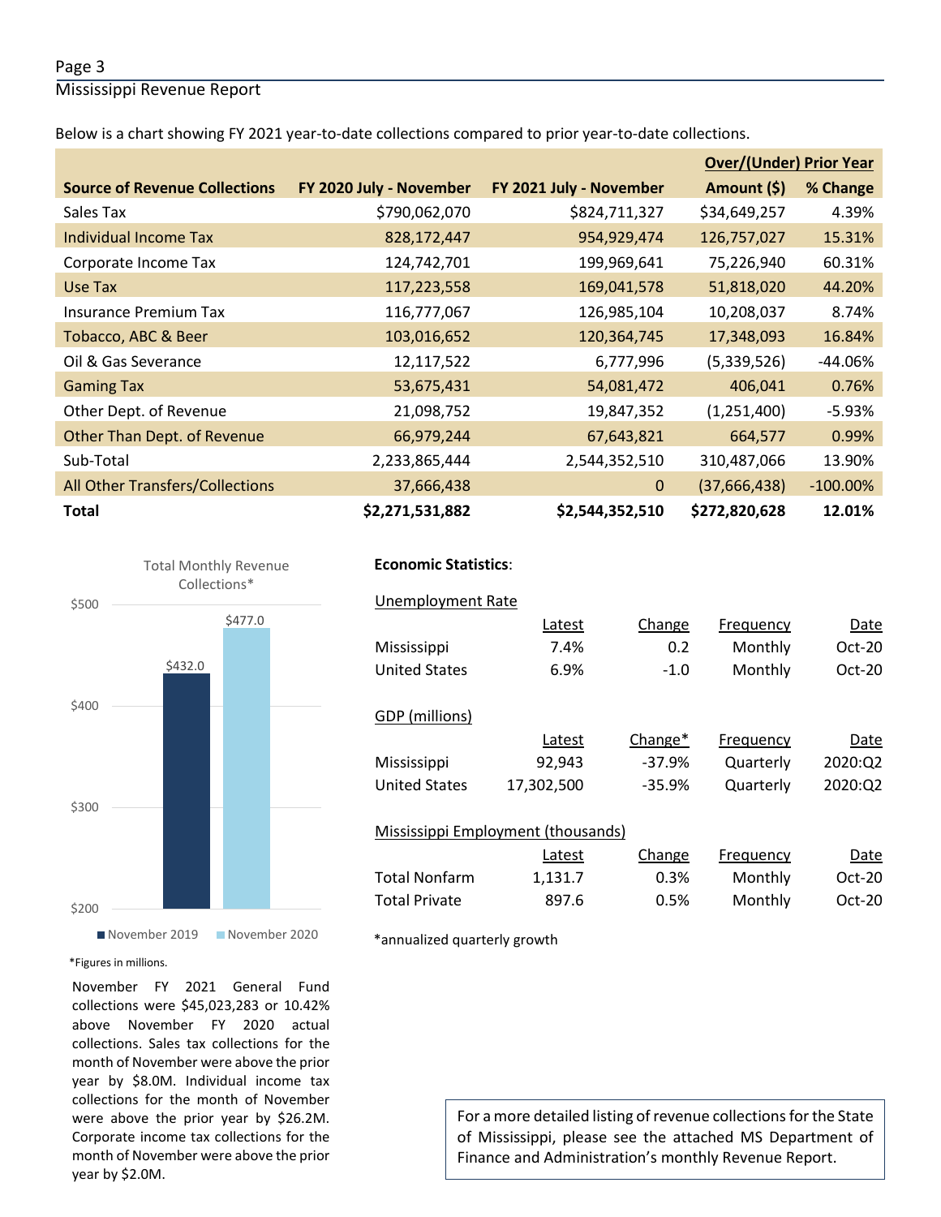Below is a chart showing FY 2021 year-to-date collections compared to prior year-to-date collections.

| Source of Revenue Collections | FY 2020 July - November | FY 2021 July - November | Over/(Under) Prior Year Amount ($) | % Change |
|---|---|---|---|---|
| Sales Tax | $790,062,070 | $824,711,327 | $34,649,257 | 4.39% |
| Individual Income Tax | 828,172,447 | 954,929,474 | 126,757,027 | 15.31% |
| Corporate Income Tax | 124,742,701 | 199,969,641 | 75,226,940 | 60.31% |
| Use Tax | 117,223,558 | 169,041,578 | 51,818,020 | 44.20% |
| Insurance Premium Tax | 116,777,067 | 126,985,104 | 10,208,037 | 8.74% |
| Tobacco, ABC & Beer | 103,016,652 | 120,364,745 | 17,348,093 | 16.84% |
| Oil & Gas Severance | 12,117,522 | 6,777,996 | (5,339,526) | -44.06% |
| Gaming Tax | 53,675,431 | 54,081,472 | 406,041 | 0.76% |
| Other Dept. of Revenue | 21,098,752 | 19,847,352 | (1,251,400) | -5.93% |
| Other Than Dept. of Revenue | 66,979,244 | 67,643,821 | 664,577 | 0.99% |
| Sub-Total | 2,233,865,444 | 2,544,352,510 | 310,487,066 | 13.90% |
| All Other Transfers/Collections | 37,666,438 | 0 | (37,666,438) | -100.00% |
| **Total** | **$2,271,531,882** | **$2,544,352,510** | **$272,820,628** | **12.01%** |

Total Monthly Revenue Collections*

| | November 2019 | November 2020 |
|---|---|---|
| Total | $432.0 | $477.0 |

*Figures in millions.

November FY 2021 General Fund collections were $45,023,283 or 10.42% above November FY 2020 actual collections. Sales tax collections for the month of November were above the prior year by $8.0M. Individual income tax collections for the month of November were above the prior year by $26.2M. Corporate income tax collections for the month of November were above the prior year by $2.0M.

**Economic Statistics**:

Unemployment Rate

| | Latest | Change | Frequency | Date |
|---|---|---|---|---|
| Mississippi | 7.4% | 0.2 | Monthly | Oct-20 |
| United States | 6.9% | -1.0 | Monthly | Oct-20 |

GDP (millions)

| | Latest | Change* | Frequency | Date |
|---|---|---|---|---|
| Mississippi | 92,943 | -37.9% | Quarterly | 2020:Q2 |
| United States | 17,302,500 | -35.9% | Quarterly | 2020:Q2 |

Mississippi Employment (thousands)

| | Latest | Change | Frequency | Date |
|---|---|---|---|---|
| Total Nonfarm | 1,131.7 | 0.3% | Monthly | Oct-20 |
| Total Private | 897.6 | 0.5% | Monthly | Oct-20 |

*annualized quarterly growth

For a more detailed listing of revenue collections for the State of Mississippi, please see the attached MS Department of Finance and Administration's monthly Revenue Report.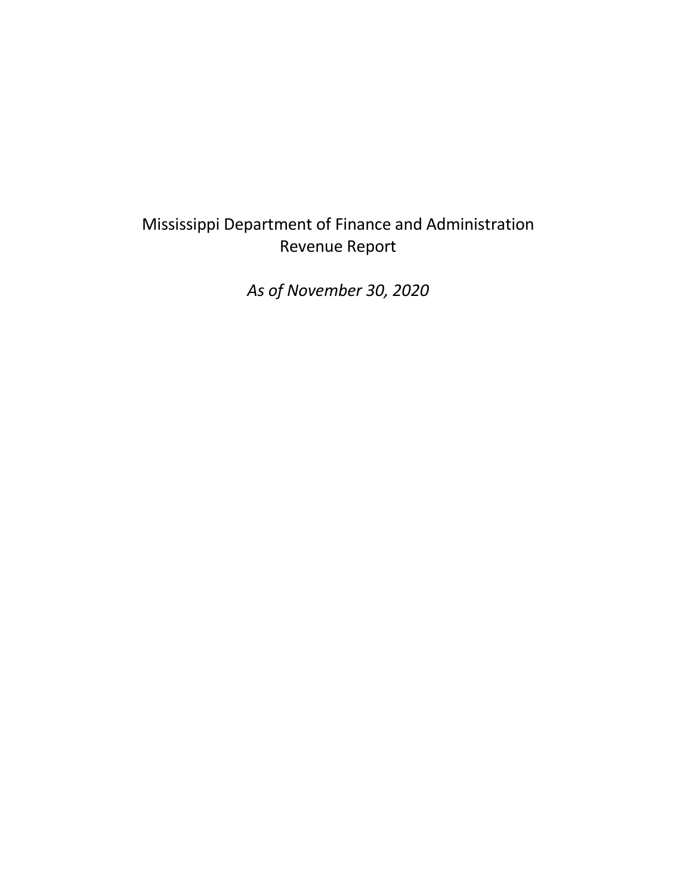# Mississippi Department of Finance and Administration
## Revenue Report

*As of November 30, 2020*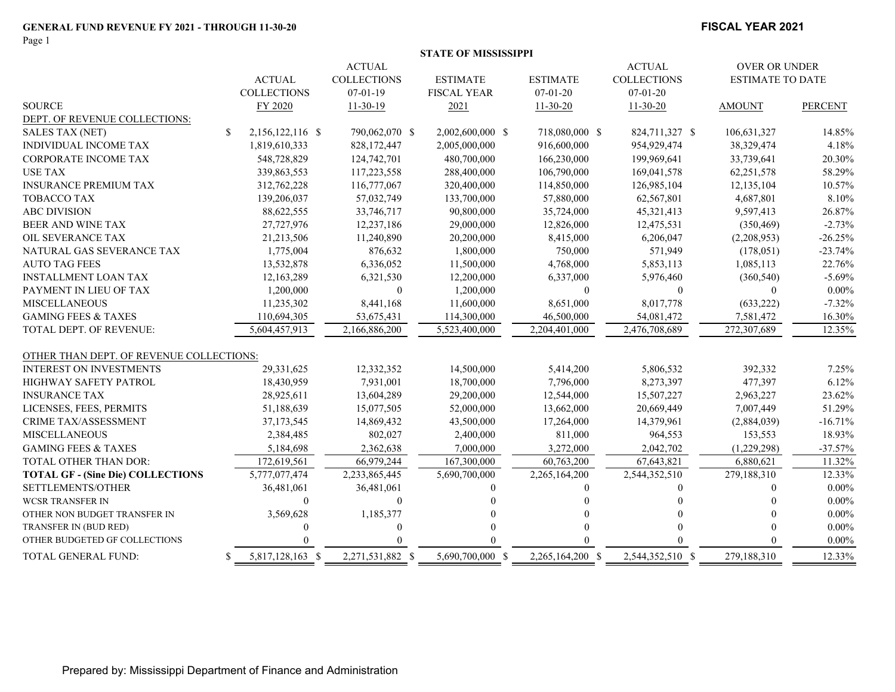**GENERAL FUND REVENUE FY 2021 - THROUGH 11-30-20**

**FISCAL YEAR 2021**

**STATE OF MISSISSIPPI**

| SOURCE | ACTUAL COLLECTIONS FY 2020 | ACTUAL COLLECTIONS 07-01-19 11-30-19 | ESTIMATE FISCAL YEAR 2021 | ESTIMATE 07-01-20 11-30-20 | ACTUAL COLLECTIONS 07-01-20 11-30-20 | OVER OR UNDER ESTIMATE TO DATE AMOUNT | PERCENT |
|---|---|---|---|---|---|---|---|
| DEPT. OF REVENUE COLLECTIONS: | | | | | | | |
| SALES TAX (NET) | $ 2,156,122,116 | $ 790,062,070 | $ 2,002,600,000 | $ 718,080,000 | $ 824,711,327 | $ 106,631,327 | 14.85% |
| INDIVIDUAL INCOME TAX | 1,819,610,333 | 828,172,447 | 2,005,000,000 | 916,600,000 | 954,929,474 | 38,329,474 | 4.18% |
| CORPORATE INCOME TAX | 548,728,829 | 124,742,701 | 480,700,000 | 166,230,000 | 199,969,641 | 33,739,641 | 20.30% |
| USE TAX | 339,863,553 | 117,223,558 | 288,400,000 | 106,790,000 | 169,041,578 | 62,251,578 | 58.29% |
| INSURANCE PREMIUM TAX | 312,762,228 | 116,777,067 | 320,400,000 | 114,850,000 | 126,985,104 | 12,135,104 | 10.57% |
| TOBACCO TAX | 139,206,037 | 57,032,749 | 133,700,000 | 57,880,000 | 62,567,801 | 4,687,801 | 8.10% |
| ABC DIVISION | 88,622,555 | 33,746,717 | 90,800,000 | 35,724,000 | 45,321,413 | 9,597,413 | 26.87% |
| BEER AND WINE TAX | 27,727,976 | 12,237,186 | 29,000,000 | 12,826,000 | 12,475,531 | (350,469) | -2.73% |
| OIL SEVERANCE TAX | 21,213,506 | 11,240,890 | 20,200,000 | 8,415,000 | 6,206,047 | (2,208,953) | -26.25% |
| NATURAL GAS SEVERANCE TAX | 1,775,004 | 876,632 | 1,800,000 | 750,000 | 571,949 | (178,051) | -23.74% |
| AUTO TAG FEES | 13,532,878 | 6,336,052 | 11,500,000 | 4,768,000 | 5,853,113 | 1,085,113 | 22.76% |
| INSTALLMENT LOAN TAX | 12,163,289 | 6,321,530 | 12,200,000 | 6,337,000 | 5,976,460 | (360,540) | -5.69% |
| PAYMENT IN LIEU OF TAX | 1,200,000 | 0 | 1,200,000 | 0 | 0 | 0 | 0.00% |
| MISCELLANEOUS | 11,235,302 | 8,441,168 | 11,600,000 | 8,651,000 | 8,017,778 | (633,222) | -7.32% |
| GAMING FEES & TAXES | 110,694,305 | 53,675,431 | 114,300,000 | 46,500,000 | 54,081,472 | 7,581,472 | 16.30% |
| TOTAL DEPT. OF REVENUE: | 5,604,457,913 | 2,166,886,200 | 5,523,400,000 | 2,204,401,000 | 2,476,708,689 | 272,307,689 | 12.35% |
| OTHER THAN DEPT. OF REVENUE COLLECTIONS: | | | | | | | |
| INTEREST ON INVESTMENTS | 29,331,625 | 12,332,352 | 14,500,000 | 5,414,200 | 5,806,532 | 392,332 | 7.25% |
| HIGHWAY SAFETY PATROL | 18,430,959 | 7,931,001 | 18,700,000 | 7,796,000 | 8,273,397 | 477,397 | 6.12% |
| INSURANCE TAX | 28,925,611 | 13,604,289 | 29,200,000 | 12,544,000 | 15,507,227 | 2,963,227 | 23.62% |
| LICENSES, FEES, PERMITS | 51,188,639 | 15,077,505 | 52,000,000 | 13,662,000 | 20,669,449 | 7,007,449 | 51.29% |
| CRIME TAX/ASSESSMENT | 37,173,545 | 14,869,432 | 43,500,000 | 17,264,000 | 14,379,961 | (2,884,039) | -16.71% |
| MISCELLANEOUS | 2,384,485 | 802,027 | 2,400,000 | 811,000 | 964,553 | 153,553 | 18.93% |
| GAMING FEES & TAXES | 5,184,698 | 2,362,638 | 7,000,000 | 3,272,000 | 2,042,702 | (1,229,298) | -37.57% |
| TOTAL OTHER THAN DOR: | 172,619,561 | 66,979,244 | 167,300,000 | 60,763,200 | 67,643,821 | 6,880,621 | 11.32% |
| **TOTAL GF - (Sine Die) COLLECTIONS** | 5,777,077,474 | 2,233,865,445 | 5,690,700,000 | 2,265,164,200 | 2,544,352,510 | 279,188,310 | 12.33% |
| SETTLEMENTS/OTHER | 36,481,061 | 36,481,061 | 0 | 0 | 0 | 0 | 0.00% |
| WCSR TRANSFER IN | 0 | 0 | 0 | 0 | 0 | 0 | 0.00% |
| OTHER NON BUDGET TRANSFER IN | 3,569,628 | 1,185,377 | 0 | 0 | 0 | 0 | 0.00% |
| TRANSFER IN (BUD RED) | 0 | 0 | 0 | 0 | 0 | 0 | 0.00% |
| OTHER BUDGETED GF COLLECTIONS | 0 | 0 | 0 | 0 | 0 | 0 | 0.00% |
| TOTAL GENERAL FUND: | $ 5,817,128,163 | $ 2,271,531,882 | $ 5,690,700,000 | $ 2,265,164,200 | $ 2,544,352,510 | $ 279,188,310 | 12.33% |

Prepared by: Mississippi Department of Finance and Administration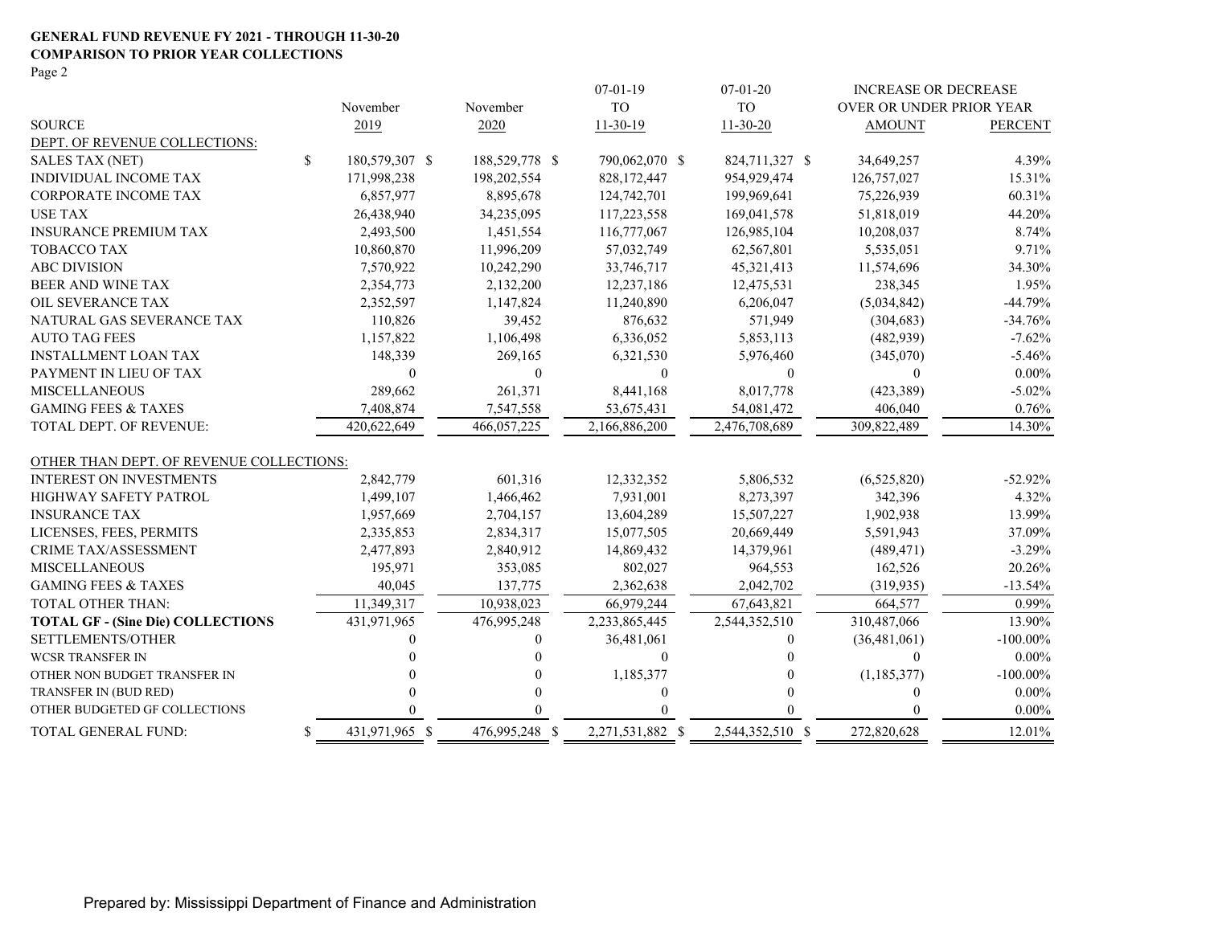**GENERAL FUND REVENUE FY 2021 - THROUGH 11-30-20**
**COMPARISON TO PRIOR YEAR COLLECTIONS**
Page 2

| SOURCE | November 2019 | November 2020 | 07-01-19 TO 11-30-19 | 07-01-20 TO 11-30-20 | INCREASE OR DECREASE OVER OR UNDER PRIOR YEAR AMOUNT | PERCENT |
|---|---|---|---|---|---|---|
| DEPT. OF REVENUE COLLECTIONS: | | | | | | |
| SALES TAX (NET) | $ 180,579,307 | $ 188,529,778 | $ 790,062,070 | $ 824,711,327 | $ 34,649,257 | 4.39% |
| INDIVIDUAL INCOME TAX | 171,998,238 | 198,202,554 | 828,172,447 | 954,929,474 | 126,757,027 | 15.31% |
| CORPORATE INCOME TAX | 6,857,977 | 8,895,678 | 124,742,701 | 199,969,641 | 75,226,939 | 60.31% |
| USE TAX | 26,438,940 | 34,235,095 | 117,223,558 | 169,041,578 | 51,818,019 | 44.20% |
| INSURANCE PREMIUM TAX | 2,493,500 | 1,451,554 | 116,777,067 | 126,985,104 | 10,208,037 | 8.74% |
| TOBACCO TAX | 10,860,870 | 11,996,209 | 57,032,749 | 62,567,801 | 5,535,051 | 9.71% |
| ABC DIVISION | 7,570,922 | 10,242,290 | 33,746,717 | 45,321,413 | 11,574,696 | 34.30% |
| BEER AND WINE TAX | 2,354,773 | 2,132,200 | 12,237,186 | 12,475,531 | 238,345 | 1.95% |
| OIL SEVERANCE TAX | 2,352,597 | 1,147,824 | 11,240,890 | 6,206,047 | (5,034,842) | -44.79% |
| NATURAL GAS SEVERANCE TAX | 110,826 | 39,452 | 876,632 | 571,949 | (304,683) | -34.76% |
| AUTO TAG FEES | 1,157,822 | 1,106,498 | 6,336,052 | 5,853,113 | (482,939) | -7.62% |
| INSTALLMENT LOAN TAX | 148,339 | 269,165 | 6,321,530 | 5,976,460 | (345,070) | -5.46% |
| PAYMENT IN LIEU OF TAX | 0 | 0 | 0 | 0 | 0 | 0.00% |
| MISCELLANEOUS | 289,662 | 261,371 | 8,441,168 | 8,017,778 | (423,389) | -5.02% |
| GAMING FEES & TAXES | 7,408,874 | 7,547,558 | 53,675,431 | 54,081,472 | 406,040 | 0.76% |
| TOTAL DEPT. OF REVENUE: | 420,622,649 | 466,057,225 | 2,166,886,200 | 2,476,708,689 | 309,822,489 | 14.30% |
| OTHER THAN DEPT. OF REVENUE COLLECTIONS: | | | | | | |
| INTEREST ON INVESTMENTS | 2,842,779 | 601,316 | 12,332,352 | 5,806,532 | (6,525,820) | -52.92% |
| HIGHWAY SAFETY PATROL | 1,499,107 | 1,466,462 | 7,931,001 | 8,273,397 | 342,396 | 4.32% |
| INSURANCE TAX | 1,957,669 | 2,704,157 | 13,604,289 | 15,507,227 | 1,902,938 | 13.99% |
| LICENSES, FEES, PERMITS | 2,335,853 | 2,834,317 | 15,077,505 | 20,669,449 | 5,591,943 | 37.09% |
| CRIME TAX/ASSESSMENT | 2,477,893 | 2,840,912 | 14,869,432 | 14,379,961 | (489,471) | -3.29% |
| MISCELLANEOUS | 195,971 | 353,085 | 802,027 | 964,553 | 162,526 | 20.26% |
| GAMING FEES & TAXES | 40,045 | 137,775 | 2,362,638 | 2,042,702 | (319,935) | -13.54% |
| TOTAL OTHER THAN: | 11,349,317 | 10,938,023 | 66,979,244 | 67,643,821 | 664,577 | 0.99% |
| **TOTAL GF - (Sine Die) COLLECTIONS** | 431,971,965 | 476,995,248 | 2,233,865,445 | 2,544,352,510 | 310,487,066 | 13.90% |
| SETTLEMENTS/OTHER | 0 | 0 | 36,481,061 | 0 | (36,481,061) | -100.00% |
| WCSR TRANSFER IN | 0 | 0 | 0 | 0 | 0 | 0.00% |
| OTHER NON BUDGET TRANSFER IN | 0 | 0 | 1,185,377 | 0 | (1,185,377) | -100.00% |
| TRANSFER IN (BUD RED) | 0 | 0 | 0 | 0 | 0 | 0.00% |
| OTHER BUDGETED GF COLLECTIONS | 0 | 0 | 0 | 0 | 0 | 0.00% |
| TOTAL GENERAL FUND: | $ 431,971,965 | $ 476,995,248 | $ 2,271,531,882 | $ 2,544,352,510 | $ 272,820,628 | 12.01% |

Prepared by: Mississippi Department of Finance and Administration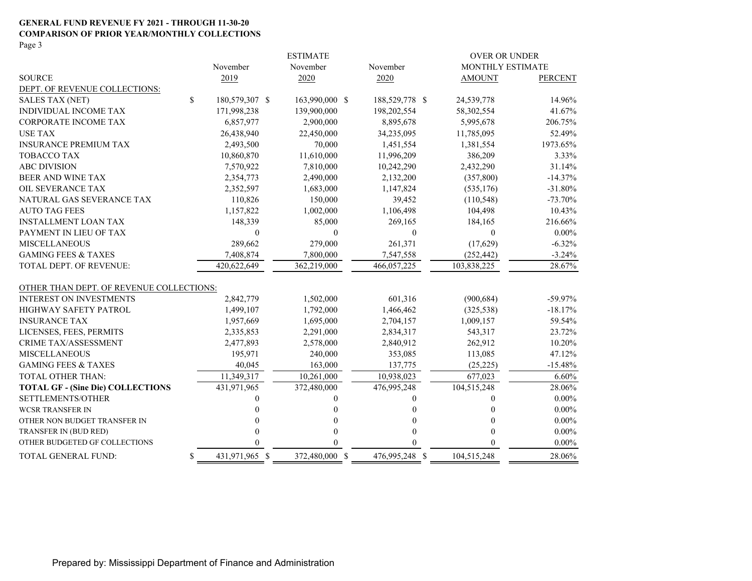**GENERAL FUND REVENUE FY 2021 - THROUGH 11-30-20**
**COMPARISON OF PRIOR YEAR/MONTHLY COLLECTIONS**

Page 3

| SOURCE | November 2019 | ESTIMATE November 2020 | November 2020 | OVER OR UNDER MONTHLY ESTIMATE AMOUNT | PERCENT |
|---|---|---|---|---|---|
| DEPT. OF REVENUE COLLECTIONS: | | | | | |
| SALES TAX (NET) | $ 180,579,307 | $ 163,990,000 | $ 188,529,778 | $ 24,539,778 | 14.96% |
| INDIVIDUAL INCOME TAX | 171,998,238 | 139,900,000 | 198,202,554 | 58,302,554 | 41.67% |
| CORPORATE INCOME TAX | 6,857,977 | 2,900,000 | 8,895,678 | 5,995,678 | 206.75% |
| USE TAX | 26,438,940 | 22,450,000 | 34,235,095 | 11,785,095 | 52.49% |
| INSURANCE PREMIUM TAX | 2,493,500 | 70,000 | 1,451,554 | 1,381,554 | 1973.65% |
| TOBACCO TAX | 10,860,870 | 11,610,000 | 11,996,209 | 386,209 | 3.33% |
| ABC DIVISION | 7,570,922 | 7,810,000 | 10,242,290 | 2,432,290 | 31.14% |
| BEER AND WINE TAX | 2,354,773 | 2,490,000 | 2,132,200 | (357,800) | -14.37% |
| OIL SEVERANCE TAX | 2,352,597 | 1,683,000 | 1,147,824 | (535,176) | -31.80% |
| NATURAL GAS SEVERANCE TAX | 110,826 | 150,000 | 39,452 | (110,548) | -73.70% |
| AUTO TAG FEES | 1,157,822 | 1,002,000 | 1,106,498 | 104,498 | 10.43% |
| INSTALLMENT LOAN TAX | 148,339 | 85,000 | 269,165 | 184,165 | 216.66% |
| PAYMENT IN LIEU OF TAX | 0 | 0 | 0 | 0 | 0.00% |
| MISCELLANEOUS | 289,662 | 279,000 | 261,371 | (17,629) | -6.32% |
| GAMING FEES & TAXES | 7,408,874 | 7,800,000 | 7,547,558 | (252,442) | -3.24% |
| TOTAL DEPT. OF REVENUE: | 420,622,649 | 362,219,000 | 466,057,225 | 103,838,225 | 28.67% |
| OTHER THAN DEPT. OF REVENUE COLLECTIONS: | | | | | |
| INTEREST ON INVESTMENTS | 2,842,779 | 1,502,000 | 601,316 | (900,684) | -59.97% |
| HIGHWAY SAFETY PATROL | 1,499,107 | 1,792,000 | 1,466,462 | (325,538) | -18.17% |
| INSURANCE TAX | 1,957,669 | 1,695,000 | 2,704,157 | 1,009,157 | 59.54% |
| LICENSES, FEES, PERMITS | 2,335,853 | 2,291,000 | 2,834,317 | 543,317 | 23.72% |
| CRIME TAX/ASSESSMENT | 2,477,893 | 2,578,000 | 2,840,912 | 262,912 | 10.20% |
| MISCELLANEOUS | 195,971 | 240,000 | 353,085 | 113,085 | 47.12% |
| GAMING FEES & TAXES | 40,045 | 163,000 | 137,775 | (25,225) | -15.48% |
| TOTAL OTHER THAN: | 11,349,317 | 10,261,000 | 10,938,023 | 677,023 | 6.60% |
| **TOTAL GF - (Sine Die) COLLECTIONS** | 431,971,965 | 372,480,000 | 476,995,248 | 104,515,248 | 28.06% |
| SETTLEMENTS/OTHER | 0 | 0 | 0 | 0 | 0.00% |
| WCSR TRANSFER IN | 0 | 0 | 0 | 0 | 0.00% |
| OTHER NON BUDGET TRANSFER IN | 0 | 0 | 0 | 0 | 0.00% |
| TRANSFER IN (BUD RED) | 0 | 0 | 0 | 0 | 0.00% |
| OTHER BUDGETED GF COLLECTIONS | 0 | 0 | 0 | 0 | 0.00% |
| TOTAL GENERAL FUND: | $ 431,971,965 | $ 372,480,000 | $ 476,995,248 | $ 104,515,248 | 28.06% |

Prepared by: Mississippi Department of Finance and Administration